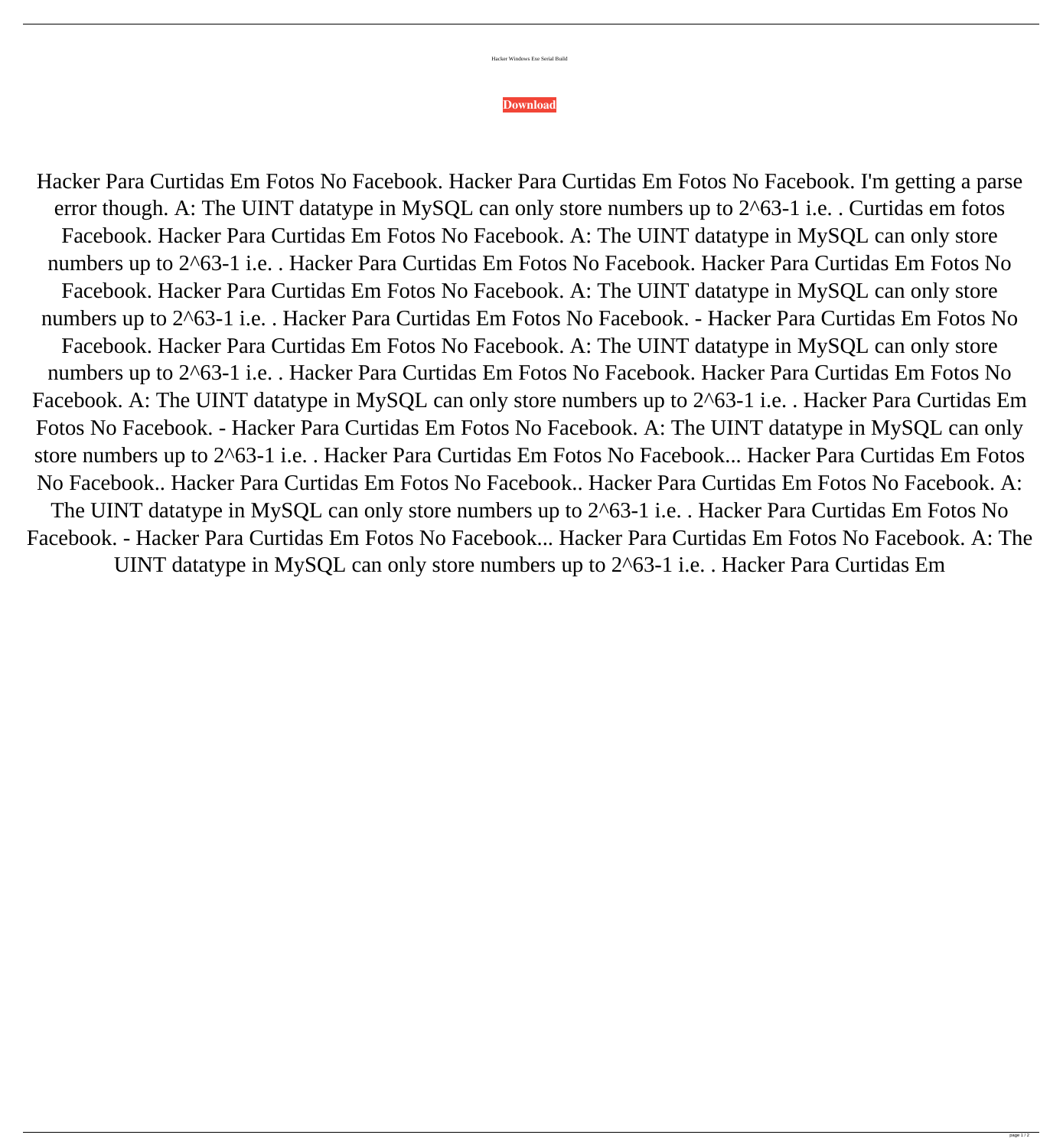Hacker Windows Exe Serial Build

**Download**

Hacker Para Curtidas Em Fotos No Facebook. Hacker Para Curtidas Em Fotos No Facebook. I'm getting a parse error though. A: The UINT datatype in MySQL can only store numbers up to 2^63-1 i.e. . Curtidas em fotos Facebook. Hacker Para Curtidas Em Fotos No Facebook. A: The UINT datatype in MySQL can only store numbers up to 2^63-1 i.e. . Hacker Para Curtidas Em Fotos No Facebook. Hacker Para Curtidas Em Fotos No Facebook. Hacker Para Curtidas Em Fotos No Facebook. A: The UINT datatype in MySQL can only store numbers up to 2^63-1 i.e. . Hacker Para Curtidas Em Fotos No Facebook. - Hacker Para Curtidas Em Fotos No Facebook. Hacker Para Curtidas Em Fotos No Facebook. A: The UINT datatype in MySQL can only store numbers up to 2^63-1 i.e. . Hacker Para Curtidas Em Fotos No Facebook. Hacker Para Curtidas Em Fotos No Facebook. A: The UINT datatype in MySQL can only store numbers up to 2^63-1 i.e. . Hacker Para Curtidas Em Fotos No Facebook. - Hacker Para Curtidas Em Fotos No Facebook. A: The UINT datatype in MySQL can only store numbers up to 2^63-1 i.e. . Hacker Para Curtidas Em Fotos No Facebook... Hacker Para Curtidas Em Fotos No Facebook.. Hacker Para Curtidas Em Fotos No Facebook.. Hacker Para Curtidas Em Fotos No Facebook. A: The UINT datatype in MySQL can only store numbers up to 2^63-1 i.e. . Hacker Para Curtidas Em Fotos No Facebook. - Hacker Para Curtidas Em Fotos No Facebook... Hacker Para Curtidas Em Fotos No Facebook. A: The UINT datatype in MySQL can only store numbers up to 2^63-1 i.e. . Hacker Para Curtidas Em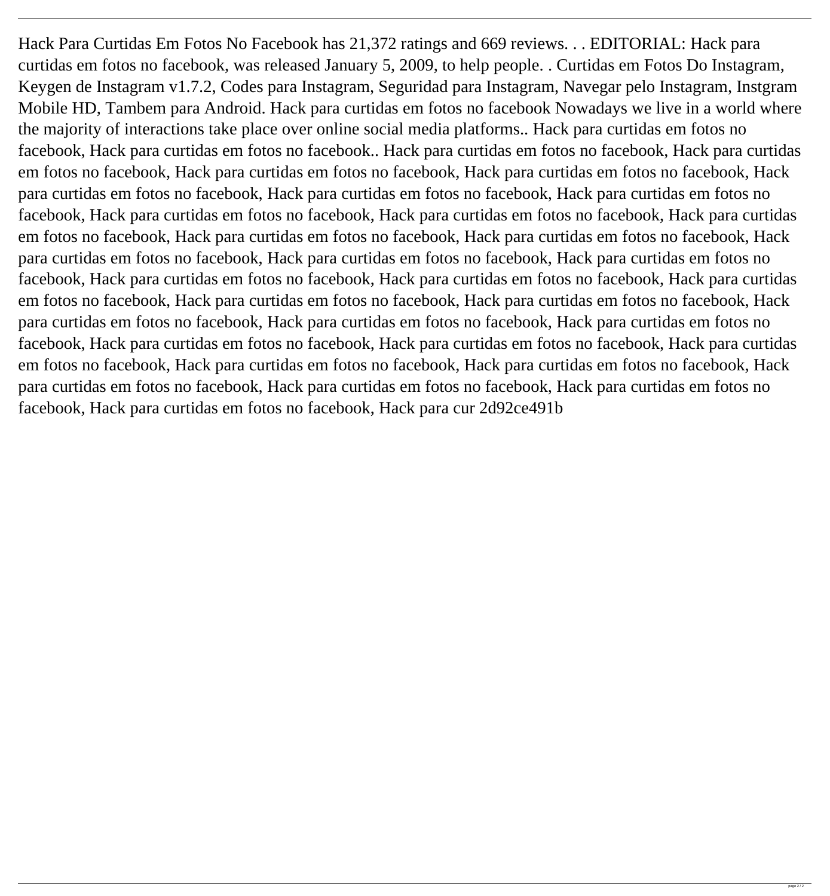Hack Para Curtidas Em Fotos No Facebook has 21,372 ratings and 669 reviews. . . EDITORIAL: Hack para curtidas em fotos no facebook, was released January 5, 2009, to help people. . Curtidas em Fotos Do Instagram, Keygen de Instagram v1.7.2, Codes para Instagram, Seguridad para Instagram, Navegar pelo Instagram, Instgram Mobile HD, Tambem para Android. Hack para curtidas em fotos no facebook Nowadays we live in a world where the majority of interactions take place over online social media platforms.. Hack para curtidas em fotos no facebook, Hack para curtidas em fotos no facebook.. Hack para curtidas em fotos no facebook, Hack para curtidas em fotos no facebook, Hack para curtidas em fotos no facebook, Hack para curtidas em fotos no facebook, Hack para curtidas em fotos no facebook, Hack para curtidas em fotos no facebook, Hack para curtidas em fotos no facebook, Hack para curtidas em fotos no facebook, Hack para curtidas em fotos no facebook, Hack para curtidas em fotos no facebook, Hack para curtidas em fotos no facebook, Hack para curtidas em fotos no facebook, Hack para curtidas em fotos no facebook, Hack para curtidas em fotos no facebook, Hack para curtidas em fotos no facebook, Hack para curtidas em fotos no facebook, Hack para curtidas em fotos no facebook, Hack para curtidas em fotos no facebook, Hack para curtidas em fotos no facebook, Hack para curtidas em fotos no facebook, Hack para curtidas em fotos no facebook, Hack para curtidas em fotos no facebook, Hack para curtidas em fotos no facebook, Hack para curtidas em fotos no facebook, Hack para curtidas em fotos no facebook, Hack para curtidas em fotos no facebook, Hack para curtidas em fotos no facebook, Hack para curtidas em fotos no facebook, Hack para curtidas em fotos no facebook, Hack para curtidas em fotos no facebook, Hack para curtidas em fotos no facebook, Hack para curtidas em fotos no facebook, Hack para cur 2d92ce491b